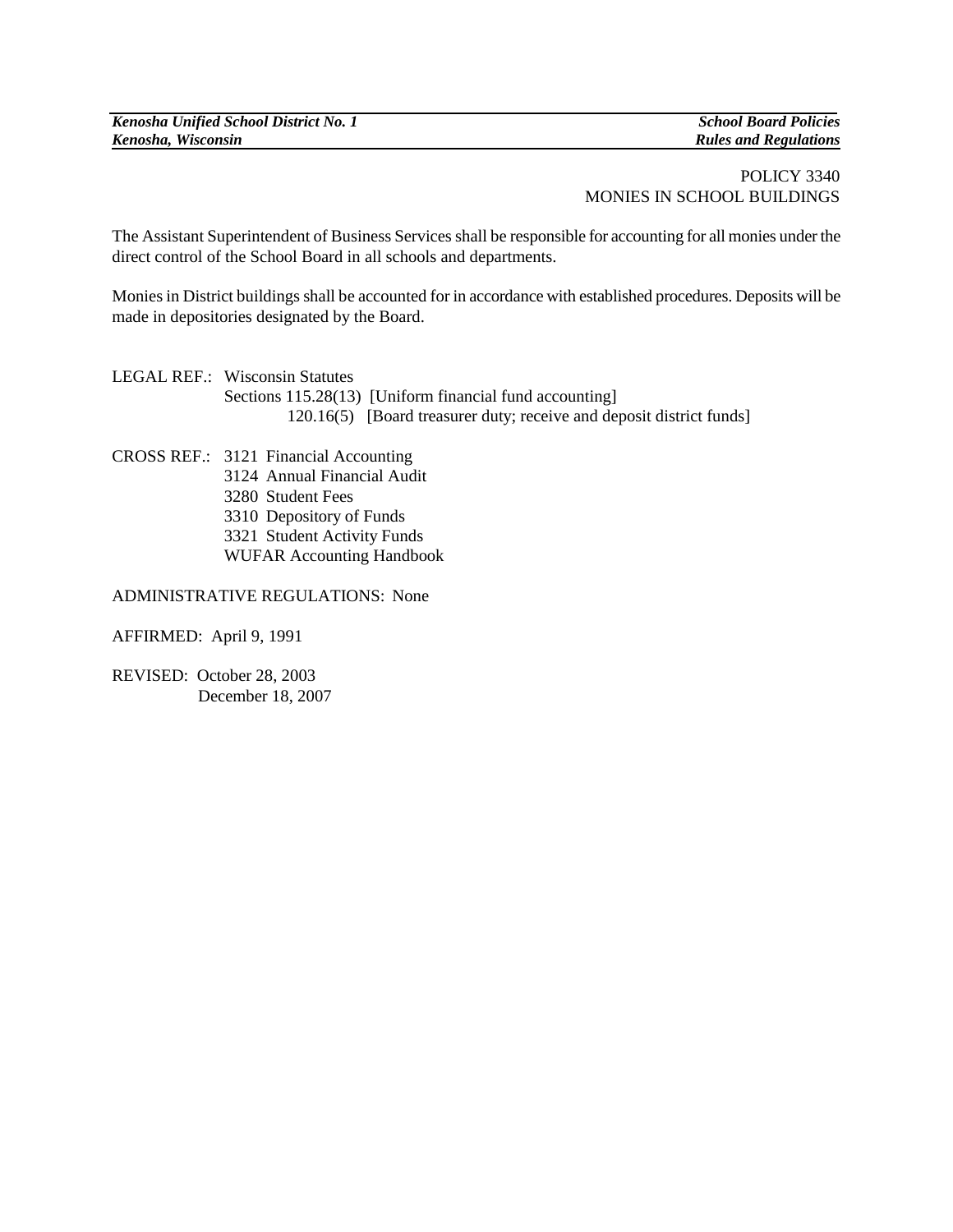POLICY 3340
MONIES IN SCHOOL BUILDINGS

The Assistant Superintendent of Business Services shall be responsible for accounting for all monies under the direct control of the School Board in all schools and departments.

Monies in District buildings shall be accounted for in accordance with established procedures. Deposits will be made in depositories designated by the Board.

LEGAL REF.: Wisconsin Statutes
Sections 115.28(13) [Uniform financial fund accounting]
120.16(5) [Board treasurer duty; receive and deposit district funds]

CROSS REF.: 3121 Financial Accounting
3124 Annual Financial Audit
3280 Student Fees
3310 Depository of Funds
3321 Student Activity Funds
WUFAR Accounting Handbook

ADMINISTRATIVE REGULATIONS: None

AFFIRMED: April 9, 1991

REVISED: October 28, 2003
December 18, 2007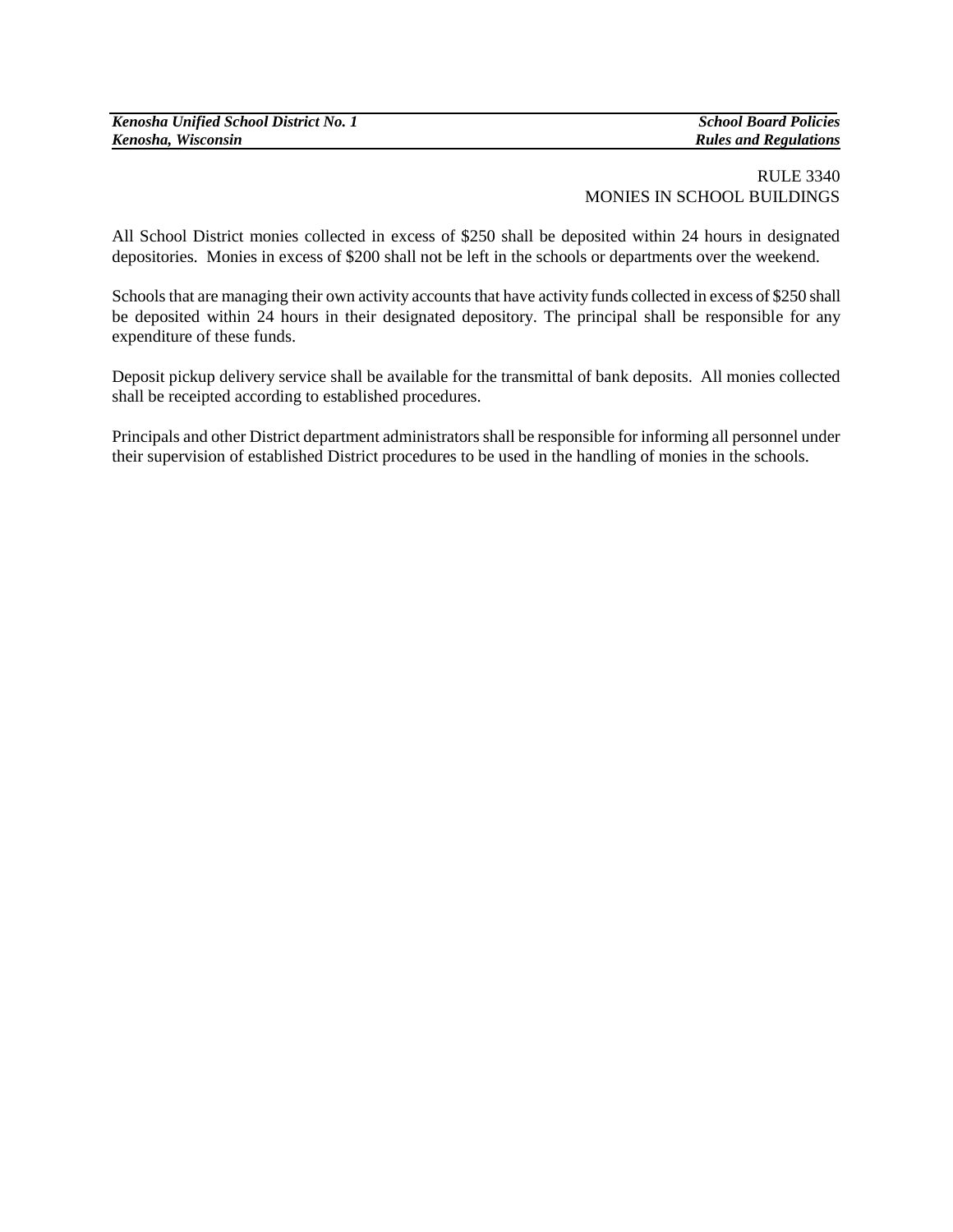RULE 3340
MONIES IN SCHOOL BUILDINGS

All School District monies collected in excess of $250 shall be deposited within 24 hours in designated depositories. Monies in excess of $200 shall not be left in the schools or departments over the weekend.

Schools that are managing their own activity accounts that have activity funds collected in excess of $250 shall be deposited within 24 hours in their designated depository. The principal shall be responsible for any expenditure of these funds.

Deposit pickup delivery service shall be available for the transmittal of bank deposits. All monies collected shall be receipted according to established procedures.

Principals and other District department administrators shall be responsible for informing all personnel under their supervision of established District procedures to be used in the handling of monies in the schools.